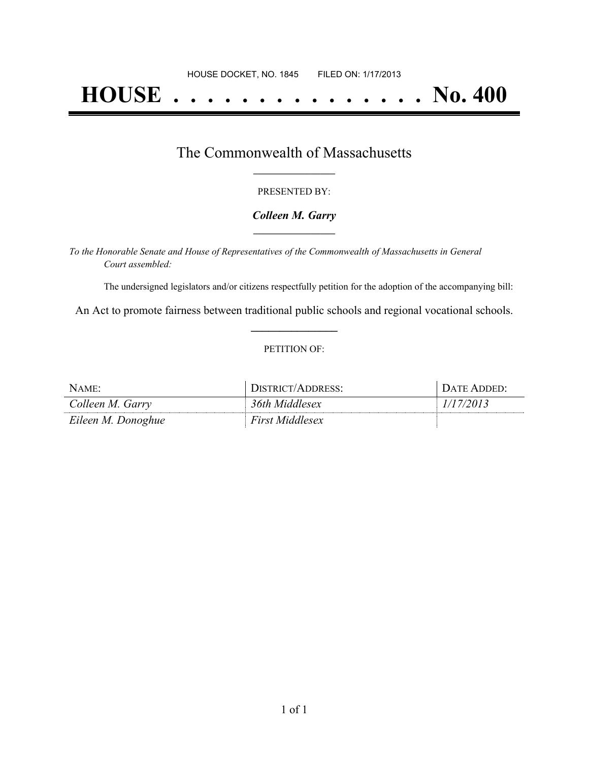HOUSE DOCKET, NO. 1845        FILED ON: 1/17/2013

# HOUSE . . . . . . . . . . . . . . . No. 400

## The Commonwealth of Massachusetts

PRESENTED BY:

***Colleen M. Garry***

*To the Honorable Senate and House of Representatives of the Commonwealth of Massachusetts in General Court assembled:*

The undersigned legislators and/or citizens respectfully petition for the adoption of the accompanying bill:

An Act to promote fairness between traditional public schools and regional vocational schools.

PETITION OF:

| NAME: | DISTRICT/ADDRESS: | DATE ADDED: |
|---|---|---|
| *Colleen M. Garry* | *36th Middlesex* | *1/17/2013* |
| *Eileen M. Donoghue* | *First Middlesex* | |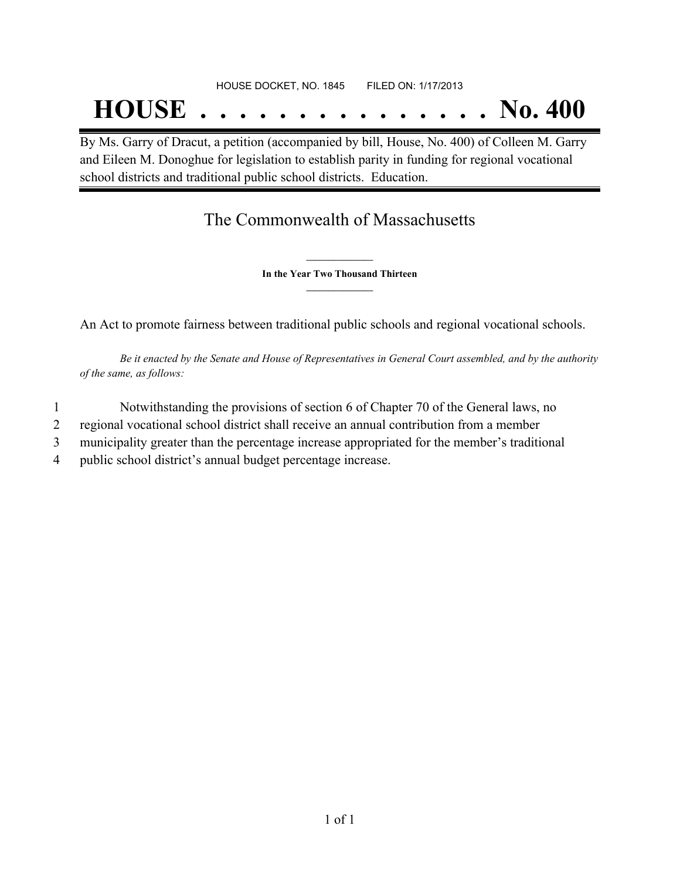HOUSE DOCKET, NO. 1845 FILED ON: 1/17/2013

# HOUSE . . . . . . . . . . . . . . . No. 400

By Ms. Garry of Dracut, a petition (accompanied by bill, House, No. 400) of Colleen M. Garry and Eileen M. Donoghue for legislation to establish parity in funding for regional vocational school districts and traditional public school districts. Education.

## The Commonwealth of Massachusetts

**In the Year Two Thousand Thirteen**

An Act to promote fairness between traditional public schools and regional vocational schools.

*Be it enacted by the Senate and House of Representatives in General Court assembled, and by the authority of the same, as follows:*

1 Notwithstanding the provisions of section 6 of Chapter 70 of the General laws, no
2 regional vocational school district shall receive an annual contribution from a member
3 municipality greater than the percentage increase appropriated for the member's traditional
4 public school district's annual budget percentage increase.